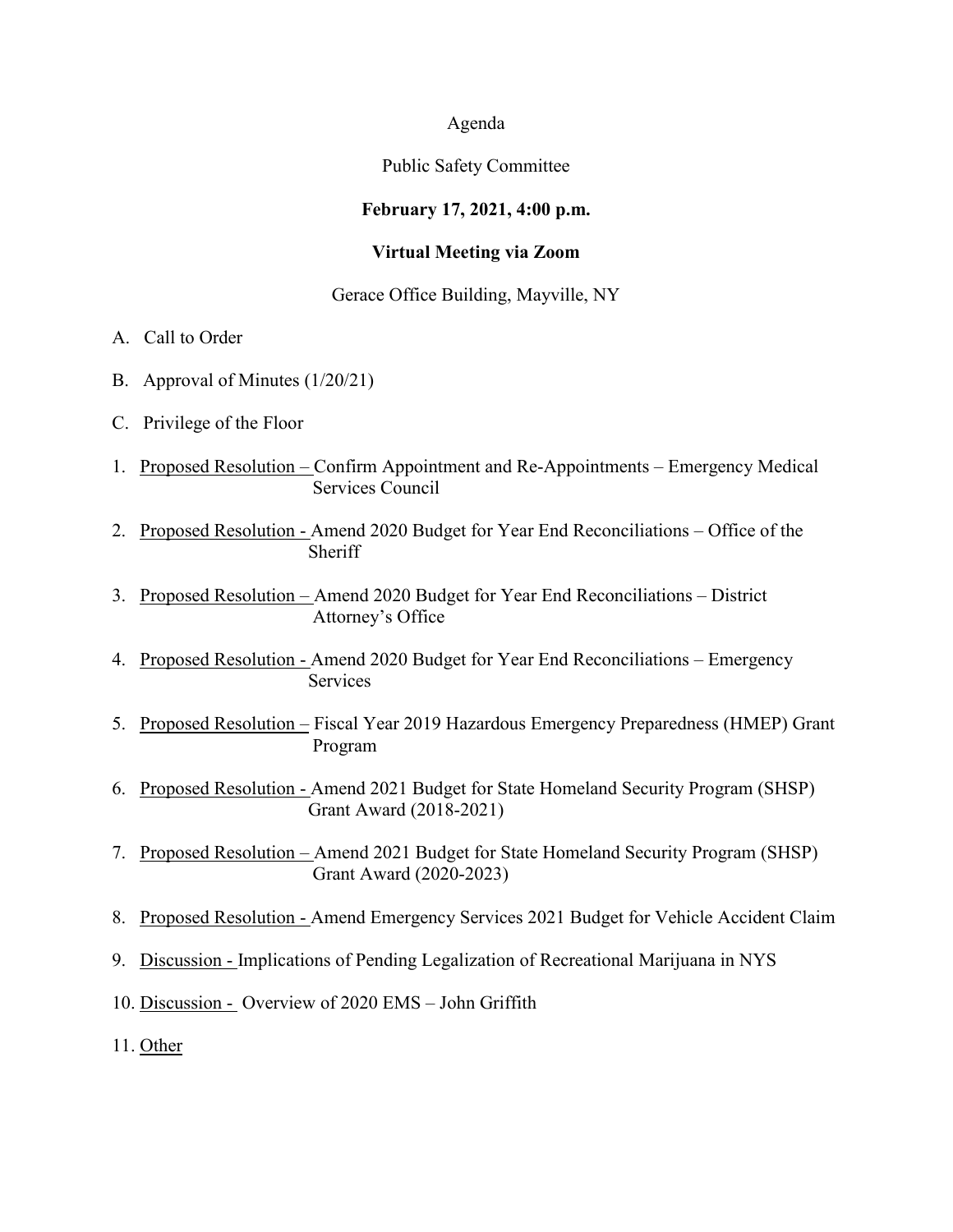Agenda

Public Safety Committee

**February 17, 2021, 4:00 p.m.**

**Virtual Meeting via Zoom**

Gerace Office Building, Mayville, NY

A. Call to Order

B. Approval of Minutes (1/20/21)

C. Privilege of the Floor

1. Proposed Resolution – Confirm Appointment and Re-Appointments – Emergency Medical Services Council

2. Proposed Resolution - Amend 2020 Budget for Year End Reconciliations – Office of the Sheriff

3. Proposed Resolution – Amend 2020 Budget for Year End Reconciliations – District Attorney's Office

4. Proposed Resolution - Amend 2020 Budget for Year End Reconciliations – Emergency Services

5. Proposed Resolution – Fiscal Year 2019 Hazardous Emergency Preparedness (HMEP) Grant Program

6. Proposed Resolution - Amend 2021 Budget for State Homeland Security Program (SHSP) Grant Award (2018-2021)

7. Proposed Resolution – Amend 2021 Budget for State Homeland Security Program (SHSP) Grant Award (2020-2023)

8. Proposed Resolution - Amend Emergency Services 2021 Budget for Vehicle Accident Claim

9. Discussion - Implications of Pending Legalization of Recreational Marijuana in NYS

10. Discussion - Overview of 2020 EMS – John Griffith

11. Other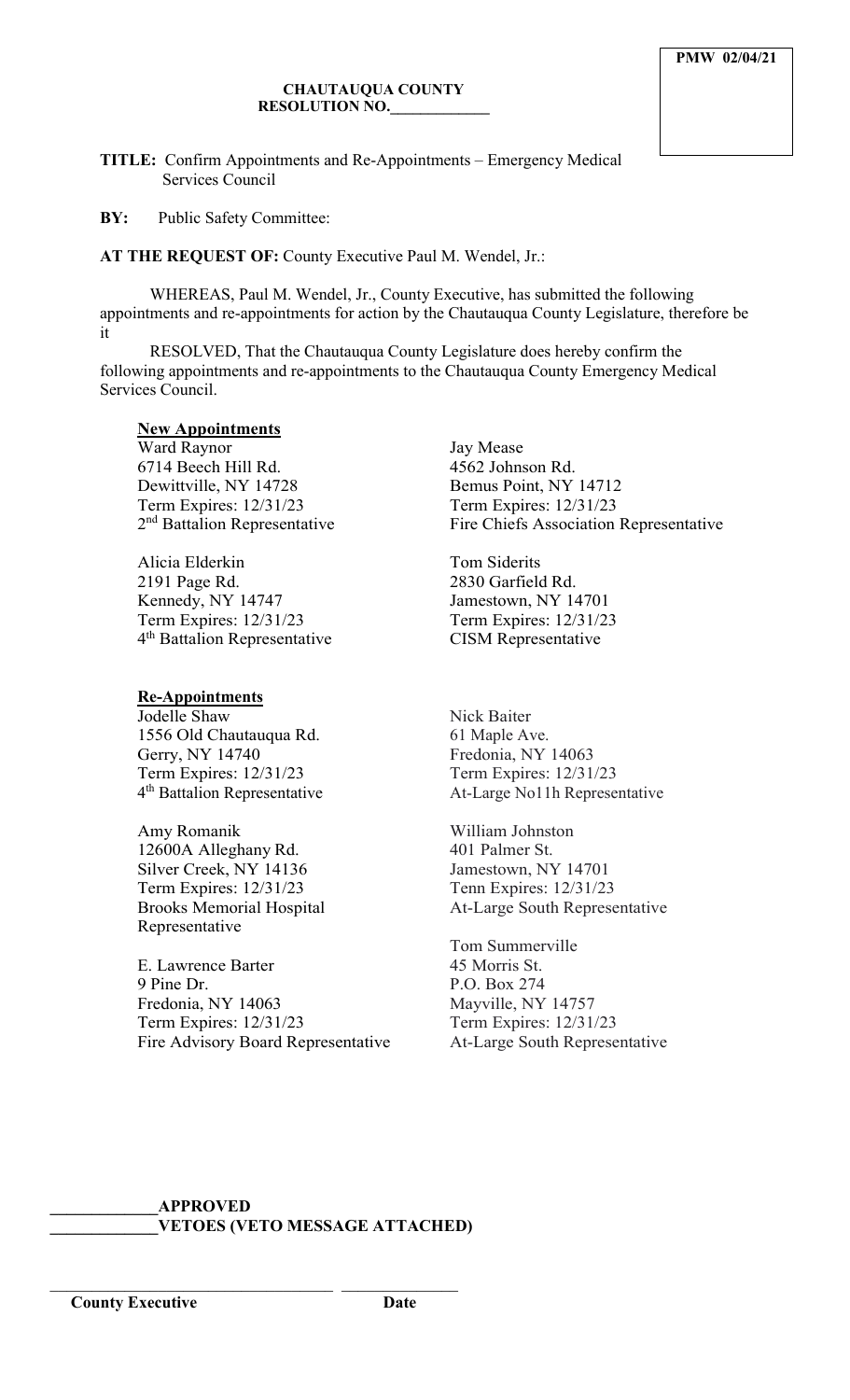PMW 02/04/21

**CHAUTAUQUA COUNTY**
**RESOLUTION NO.\_\_\_\_\_\_\_\_\_\_\_\_**

**TITLE:** Confirm Appointments and Re-Appointments – Emergency Medical Services Council

**BY:** Public Safety Committee:

**AT THE REQUEST OF:** County Executive Paul M. Wendel, Jr.:

WHEREAS, Paul M. Wendel, Jr., County Executive, has submitted the following appointments and re-appointments for action by the Chautauqua County Legislature, therefore be it

RESOLVED, That the Chautauqua County Legislature does hereby confirm the following appointments and re-appointments to the Chautauqua County Emergency Medical Services Council.

**New Appointments**

Ward Raynor
6714 Beech Hill Rd.
Dewittville, NY 14728
Term Expires: 12/31/23
2nd Battalion Representative

Alicia Elderkin
2191 Page Rd.
Kennedy, NY 14747
Term Expires: 12/31/23
4th Battalion Representative

Jay Mease
4562 Johnson Rd.
Bemus Point, NY 14712
Term Expires: 12/31/23
Fire Chiefs Association Representative

Tom Siderits
2830 Garfield Rd.
Jamestown, NY 14701
Term Expires: 12/31/23
CISM Representative

**Re-Appointments**

Jodelle Shaw
1556 Old Chautauqua Rd.
Gerry, NY 14740
Term Expires: 12/31/23
4th Battalion Representative

Amy Romanik
12600A Alleghany Rd.
Silver Creek, NY 14136
Term Expires: 12/31/23
Brooks Memorial Hospital Representative

E. Lawrence Barter
9 Pine Dr.
Fredonia, NY 14063
Term Expires: 12/31/23
Fire Advisory Board Representative

Nick Baiter
61 Maple Ave.
Fredonia, NY 14063
Term Expires: 12/31/23
At-Large No11h Representative

William Johnston
401 Palmer St.
Jamestown, NY 14701
Tenn Expires: 12/31/23
At-Large South Representative

Tom Summerville
45 Morris St.
P.O. Box 274
Mayville, NY 14757
Term Expires: 12/31/23
At-Large South Representative

\_\_\_\_\_\_\_\_\_\_\_\_**APPROVED**
\_\_\_\_\_\_\_\_\_\_\_\_**VETOES (VETO MESSAGE ATTACHED)**

\_\_\_\_\_\_\_\_\_\_\_\_\_\_\_\_\_\_\_\_\_\_\_\_\_\_\_\_\_\_ \_\_\_\_\_\_\_\_\_\_\_\_\_\_
**County Executive** **Date**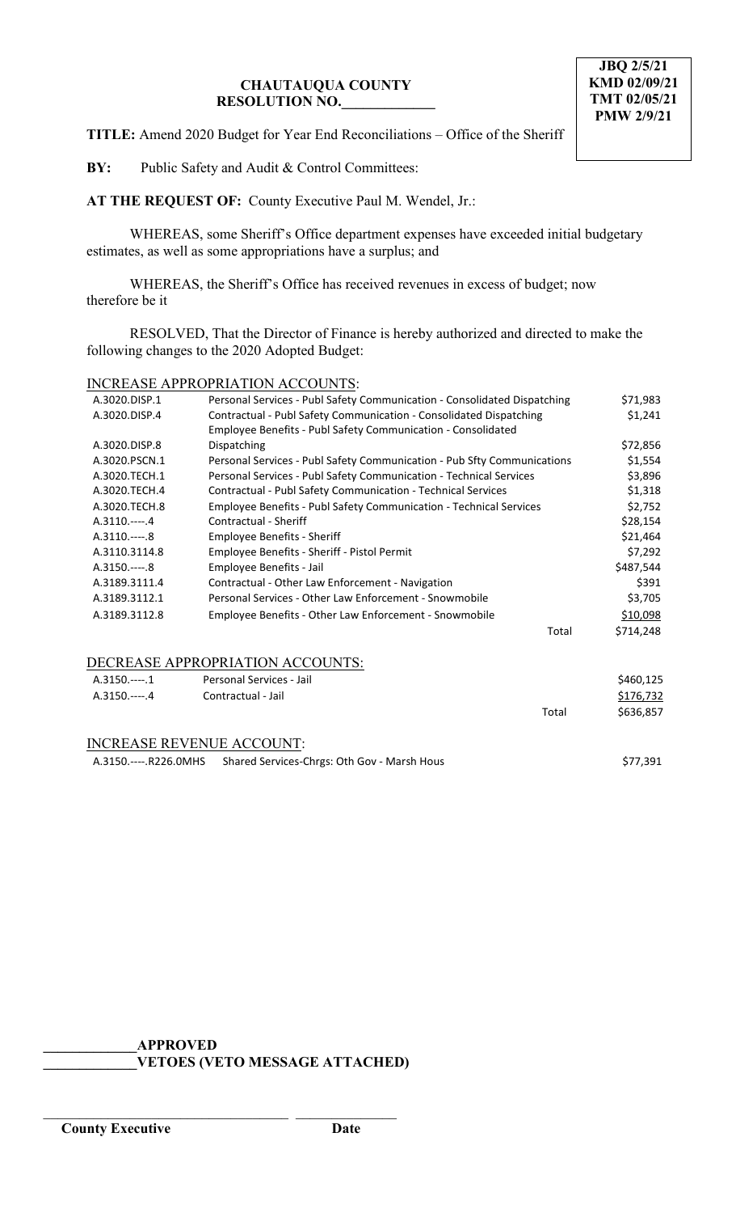**CHAUTAUQUA COUNTY**
**RESOLUTION NO.____________**

**JBQ 2/5/21**
**KMD 02/09/21**
**TMT 02/05/21**
**PMW 2/9/21**

**TITLE:** Amend 2020 Budget for Year End Reconciliations – Office of the Sheriff

**BY:** Public Safety and Audit & Control Committees:

**AT THE REQUEST OF:** County Executive Paul M. Wendel, Jr.:

WHEREAS, some Sheriff's Office department expenses have exceeded initial budgetary estimates, as well as some appropriations have a surplus; and

WHEREAS, the Sheriff's Office has received revenues in excess of budget; now therefore be it

RESOLVED, That the Director of Finance is hereby authorized and directed to make the following changes to the 2020 Adopted Budget:

INCREASE APPROPRIATION ACCOUNTS:

| | | |
|---|---|---|
| A.3020.DISP.1 | Personal Services - Publ Safety Communication - Consolidated Dispatching | $71,983 |
| A.3020.DISP.4 | Contractual - Publ Safety Communication - Consolidated Dispatching | $1,241 |
| A.3020.DISP.8 | Employee Benefits - Publ Safety Communication - Consolidated Dispatching | $72,856 |
| A.3020.PSCN.1 | Personal Services - Publ Safety Communication - Pub Sfty Communications | $1,554 |
| A.3020.TECH.1 | Personal Services - Publ Safety Communication - Technical Services | $3,896 |
| A.3020.TECH.4 | Contractual - Publ Safety Communication - Technical Services | $1,318 |
| A.3020.TECH.8 | Employee Benefits - Publ Safety Communication - Technical Services | $2,752 |
| A.3110.----.4 | Contractual - Sheriff | $28,154 |
| A.3110.----.8 | Employee Benefits - Sheriff | $21,464 |
| A.3110.3114.8 | Employee Benefits - Sheriff - Pistol Permit | $7,292 |
| A.3150.----.8 | Employee Benefits - Jail | $487,544 |
| A.3189.3111.4 | Contractual - Other Law Enforcement - Navigation | $391 |
| A.3189.3112.1 | Personal Services - Other Law Enforcement - Snowmobile | $3,705 |
| A.3189.3112.8 | Employee Benefits - Other Law Enforcement - Snowmobile | $10,098 |
| | Total | $714,248 |

DECREASE APPROPRIATION ACCOUNTS:

| | | |
|---|---|---|
| A.3150.----.1 | Personal Services - Jail | $460,125 |
| A.3150.----.4 | Contractual - Jail | $176,732 |
| | Total | $636,857 |

INCREASE REVENUE ACCOUNT:

| | | |
|---|---|---|
| A.3150.----.R226.0MHS | Shared Services-Chrgs: Oth Gov - Marsh Hous | $77,391 |

____________**APPROVED**
____________**VETOES (VETO MESSAGE ATTACHED)**

________________________________ ______________
**County Executive** **Date**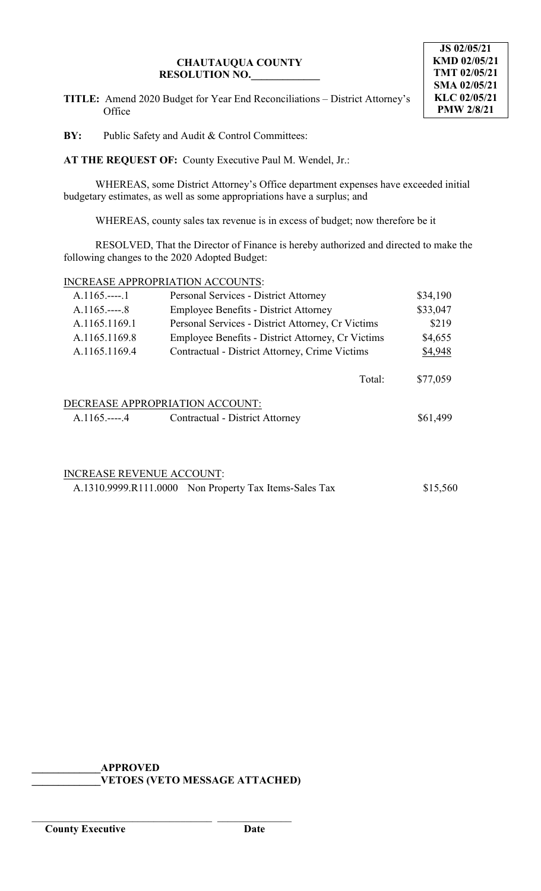**JS 02/05/21**
**KMD 02/05/21**
**TMT 02/05/21**
**SMA 02/05/21**
**KLC 02/05/21**
**PMW 2/8/21**

**CHAUTAUQUA COUNTY**
**RESOLUTION NO.____________**

**TITLE:** Amend 2020 Budget for Year End Reconciliations – District Attorney's Office

**BY:** Public Safety and Audit & Control Committees:

**AT THE REQUEST OF:** County Executive Paul M. Wendel, Jr.:

WHEREAS, some District Attorney's Office department expenses have exceeded initial budgetary estimates, as well as some appropriations have a surplus; and

WHEREAS, county sales tax revenue is in excess of budget; now therefore be it

RESOLVED, That the Director of Finance is hereby authorized and directed to make the following changes to the 2020 Adopted Budget:

INCREASE APPROPRIATION ACCOUNTS:

| | | |
|---|---|---|
| A.1165.----.1 | Personal Services - District Attorney | $34,190 |
| A.1165.----.8 | Employee Benefits - District Attorney | $33,047 |
| A.1165.1169.1 | Personal Services - District Attorney, Cr Victims | $219 |
| A.1165.1169.8 | Employee Benefits - District Attorney, Cr Victims | $4,655 |
| A.1165.1169.4 | Contractual - District Attorney, Crime Victims | $4,948 |
| | Total: | $77,059 |

DECREASE APPROPRIATION ACCOUNT:

| | | |
|---|---|---|
| A.1165.----.4 | Contractual - District Attorney | $61,499 |

INCREASE REVENUE ACCOUNT:

| | | |
|---|---|---|
| A.1310.9999.R111.0000 | Non Property Tax Items-Sales Tax | $15,560 |

____________**APPROVED**
____________**VETOES (VETO MESSAGE ATTACHED)**

_________________________________ ______________
**County Executive** **Date**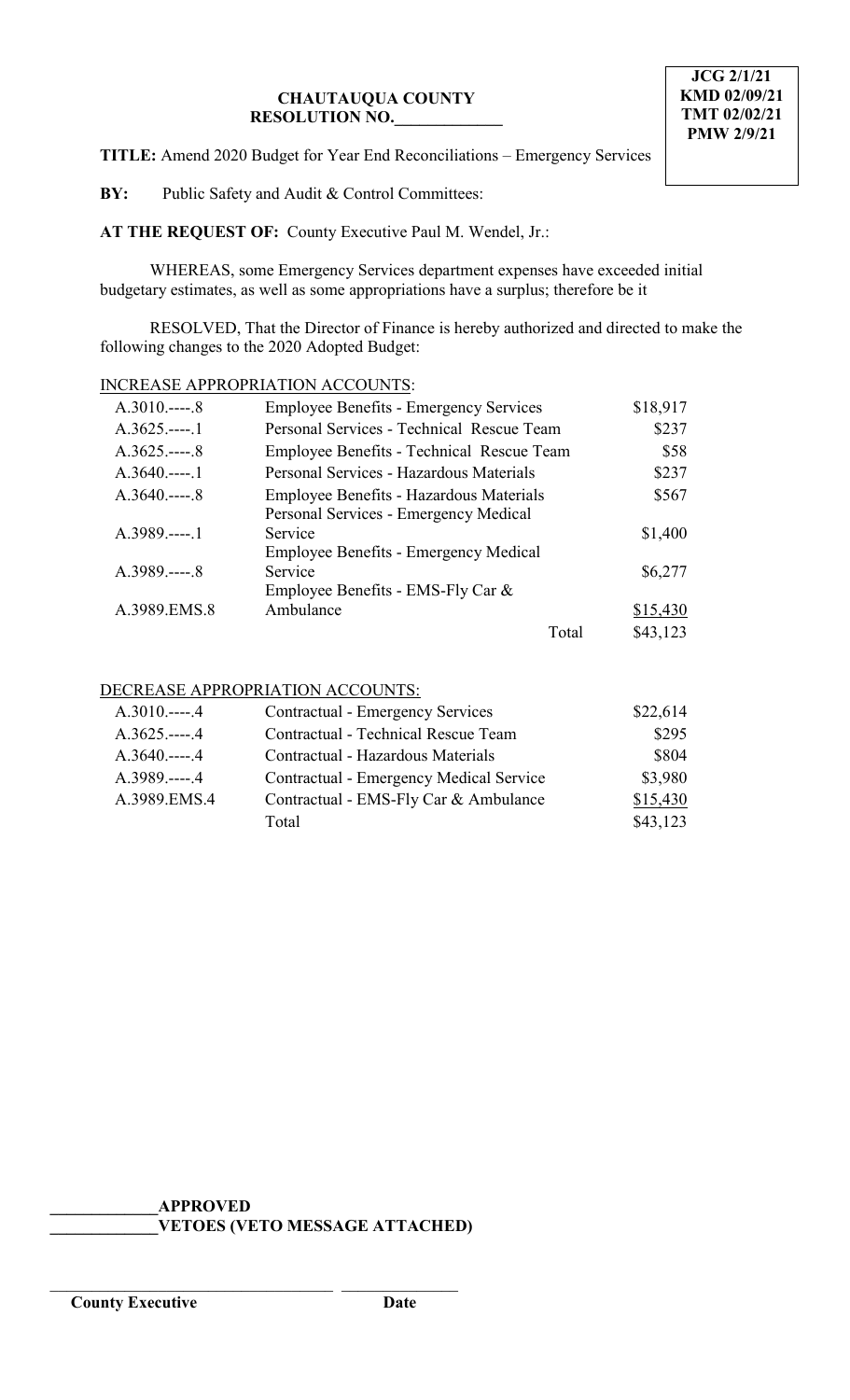JCG 2/1/21
KMD 02/09/21
TMT 02/02/21
PMW 2/9/21

**CHAUTAUQUA COUNTY**
**RESOLUTION NO.\_\_\_\_\_\_\_\_\_\_\_\_\_**

**TITLE:** Amend 2020 Budget for Year End Reconciliations – Emergency Services

**BY:** Public Safety and Audit & Control Committees:

**AT THE REQUEST OF:** County Executive Paul M. Wendel, Jr.:

WHEREAS, some Emergency Services department expenses have exceeded initial budgetary estimates, as well as some appropriations have a surplus; therefore be it

RESOLVED, That the Director of Finance is hereby authorized and directed to make the following changes to the 2020 Adopted Budget:

INCREASE APPROPRIATION ACCOUNTS:

| | | |
|---|---|---|
| A.3010.----.8 | Employee Benefits - Emergency Services | $18,917 |
| A.3625.----.1 | Personal Services - Technical Rescue Team | $237 |
| A.3625.----.8 | Employee Benefits - Technical Rescue Team | $58 |
| A.3640.----.1 | Personal Services - Hazardous Materials | $237 |
| A.3640.----.8 | Employee Benefits - Hazardous Materials | $567 |
| A.3989.----.1 | Personal Services - Emergency Medical Service | $1,400 |
| A.3989.----.8 | Employee Benefits - Emergency Medical Service | $6,277 |
| A.3989.EMS.8 | Employee Benefits - EMS-Fly Car & Ambulance | $15,430 |
| | Total | $43,123 |

DECREASE APPROPRIATION ACCOUNTS:

| | | |
|---|---|---|
| A.3010.----.4 | Contractual - Emergency Services | $22,614 |
| A.3625.----.4 | Contractual - Technical Rescue Team | $295 |
| A.3640.----.4 | Contractual - Hazardous Materials | $804 |
| A.3989.----.4 | Contractual - Emergency Medical Service | $3,980 |
| A.3989.EMS.4 | Contractual - EMS-Fly Car & Ambulance | $15,430 |
| | Total | $43,123 |

\_\_\_\_\_\_\_\_\_\_\_\_\_**APPROVED**
\_\_\_\_\_\_\_\_\_\_\_\_\_**VETOES (VETO MESSAGE ATTACHED)**

\_\_\_\_\_\_\_\_\_\_\_\_\_\_\_\_\_\_\_\_\_\_\_\_\_\_\_\_\_\_\_\_\_\_\_ \_\_\_\_\_\_\_\_\_\_\_\_\_\_\_

**County Executive** **Date**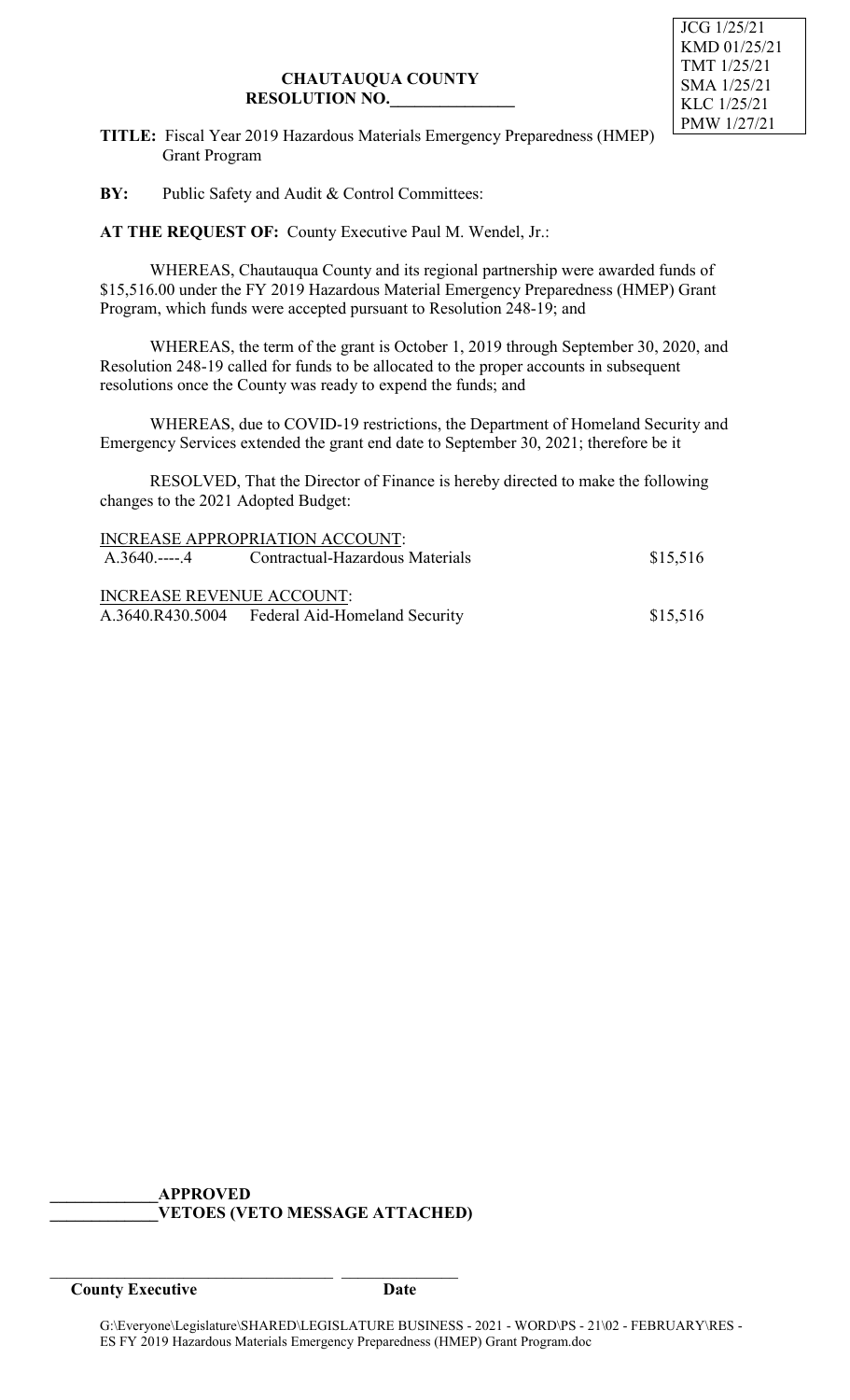JCG 1/25/21
KMD 01/25/21
TMT 1/25/21
SMA 1/25/21
KLC 1/25/21
PMW 1/27/21

**CHAUTAUQUA COUNTY**
**RESOLUTION NO.\_\_\_\_\_\_\_\_\_\_\_\_\_\_\_**

**TITLE:** Fiscal Year 2019 Hazardous Materials Emergency Preparedness (HMEP) Grant Program

**BY:** Public Safety and Audit & Control Committees:

**AT THE REQUEST OF:** County Executive Paul M. Wendel, Jr.:

WHEREAS, Chautauqua County and its regional partnership were awarded funds of $15,516.00 under the FY 2019 Hazardous Material Emergency Preparedness (HMEP) Grant Program, which funds were accepted pursuant to Resolution 248-19; and

WHEREAS, the term of the grant is October 1, 2019 through September 30, 2020, and Resolution 248-19 called for funds to be allocated to the proper accounts in subsequent resolutions once the County was ready to expend the funds; and

WHEREAS, due to COVID-19 restrictions, the Department of Homeland Security and Emergency Services extended the grant end date to September 30, 2021; therefore be it

RESOLVED, That the Director of Finance is hereby directed to make the following changes to the 2021 Adopted Budget:

INCREASE APPROPRIATION ACCOUNT:

| | | |
|---|---|---|
| A.3640.----.4 | Contractual-Hazardous Materials | $15,516 |

INCREASE REVENUE ACCOUNT:

| | | |
|---|---|---|
| A.3640.R430.5004 | Federal Aid-Homeland Security | $15,516 |

\_\_\_\_\_\_\_\_\_\_\_\_\_**APPROVED**
\_\_\_\_\_\_\_\_\_\_\_\_\_**VETOES (VETO MESSAGE ATTACHED)**

\_\_\_\_\_\_\_\_\_\_\_\_\_\_\_\_\_\_\_\_\_\_\_\_\_\_\_\_\_\_\_\_\_\_\_\_ \_\_\_\_\_\_\_\_\_\_\_\_\_\_\_
**County Executive** **Date**

G:\Everyone\Legislature\SHARED\LEGISLATURE BUSINESS - 2021 - WORD\PS - 21\02 - FEBRUARY\RES - ES FY 2019 Hazardous Materials Emergency Preparedness (HMEP) Grant Program.doc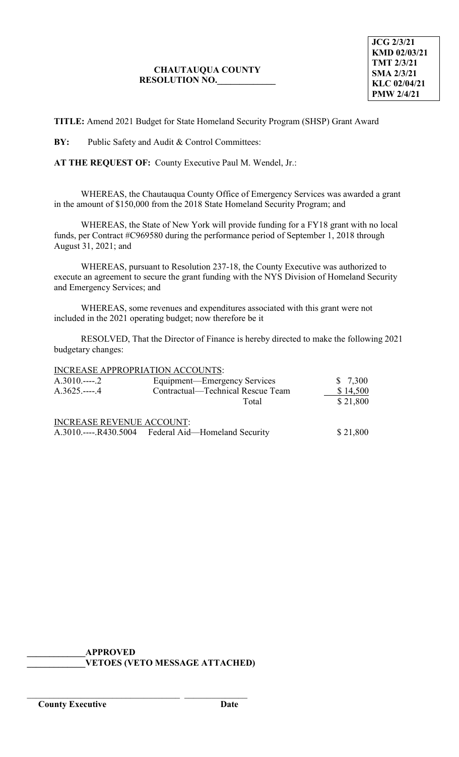**JCG 2/3/21**
**KMD 02/03/21**
**TMT 2/3/21**
**SMA 2/3/21**
**KLC 02/04/21**
**PMW 2/4/21**

**CHAUTAUQUA COUNTY**
**RESOLUTION NO.\_\_\_\_\_\_\_\_\_\_\_\_\_**

**TITLE:** Amend 2021 Budget for State Homeland Security Program (SHSP) Grant Award

**BY:** Public Safety and Audit & Control Committees:

**AT THE REQUEST OF:** County Executive Paul M. Wendel, Jr.:

WHEREAS, the Chautauqua County Office of Emergency Services was awarded a grant in the amount of $150,000 from the 2018 State Homeland Security Program; and

WHEREAS, the State of New York will provide funding for a FY18 grant with no local funds, per Contract #C969580 during the performance period of September 1, 2018 through August 31, 2021; and

WHEREAS, pursuant to Resolution 237-18, the County Executive was authorized to execute an agreement to secure the grant funding with the NYS Division of Homeland Security and Emergency Services; and

WHEREAS, some revenues and expenditures associated with this grant were not included in the 2021 operating budget; now therefore be it

RESOLVED, That the Director of Finance is hereby directed to make the following 2021 budgetary changes:

INCREASE APPROPRIATION ACCOUNTS:

| | | |
|---|---|---|
| A.3010.----.2 | Equipment—Emergency Services | $ 7,300 |
| A.3625.----.4 | Contractual—Technical Rescue Team | $ 14,500 |
| | Total | $ 21,800 |

INCREASE REVENUE ACCOUNT:

| | | |
|---|---|---|
| A.3010.----.R430.5004 | Federal Aid—Homeland Security | $ 21,800 |

\_\_\_\_\_\_\_\_\_\_\_\_\_**APPROVED**
\_\_\_\_\_\_\_\_\_\_\_\_\_**VETOES (VETO MESSAGE ATTACHED)**

\_\_\_\_\_\_\_\_\_\_\_\_\_\_\_\_\_\_\_\_\_\_\_\_\_\_\_\_\_\_\_\_\_\_\_ \_\_\_\_\_\_\_\_\_\_\_\_\_\_\_
**County Executive** **Date**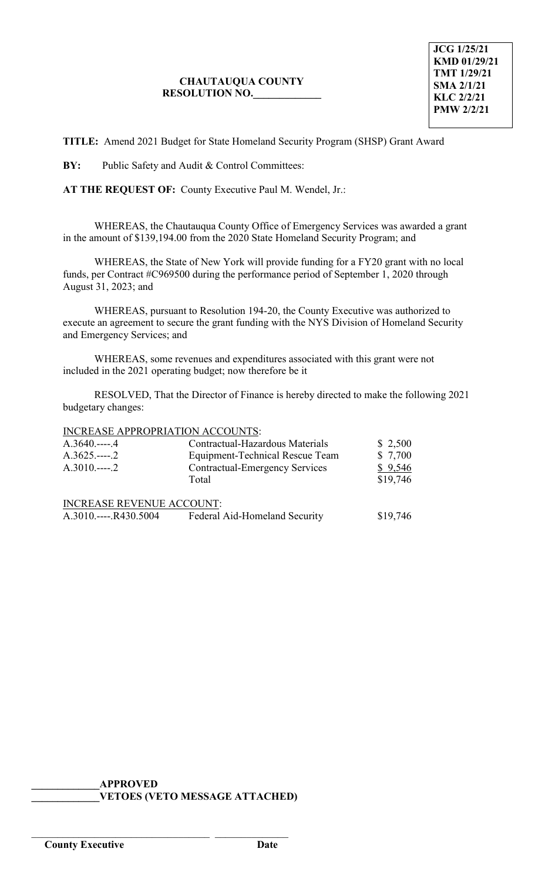**JCG 1/25/21**
**KMD 01/29/21**
**TMT 1/29/21**
**SMA 2/1/21**
**KLC 2/2/21**
**PMW 2/2/21**

**CHAUTAUQUA COUNTY**
**RESOLUTION NO.\_\_\_\_\_\_\_\_\_\_\_\_\_**

**TITLE:** Amend 2021 Budget for State Homeland Security Program (SHSP) Grant Award

**BY:** Public Safety and Audit & Control Committees:

**AT THE REQUEST OF:** County Executive Paul M. Wendel, Jr.:

WHEREAS, the Chautauqua County Office of Emergency Services was awarded a grant in the amount of $139,194.00 from the 2020 State Homeland Security Program; and

WHEREAS, the State of New York will provide funding for a FY20 grant with no local funds, per Contract #C969500 during the performance period of September 1, 2020 through August 31, 2023; and

WHEREAS, pursuant to Resolution 194-20, the County Executive was authorized to execute an agreement to secure the grant funding with the NYS Division of Homeland Security and Emergency Services; and

WHEREAS, some revenues and expenditures associated with this grant were not included in the 2021 operating budget; now therefore be it

RESOLVED, That the Director of Finance is hereby directed to make the following 2021 budgetary changes:

INCREASE APPROPRIATION ACCOUNTS:

| | | |
|---|---|---|
| A.3640.-----.4 | Contractual-Hazardous Materials | $ 2,500 |
| A.3625.-----.2 | Equipment-Technical Rescue Team | $ 7,700 |
| A.3010.-----.2 | Contractual-Emergency Services | $ 9,546 |
| | Total | $19,746 |

INCREASE REVENUE ACCOUNT:

| | | |
|---|---|---|
| A.3010.-----.R430.5004 | Federal Aid-Homeland Security | $19,746 |

\_\_\_\_\_\_\_\_\_\_\_\_\_**APPROVED**
\_\_\_\_\_\_\_\_\_\_\_\_\_**VETOES (VETO MESSAGE ATTACHED)**

\_\_\_\_\_\_\_\_\_\_\_\_\_\_\_\_\_\_\_\_\_\_\_\_\_\_\_\_\_\_\_\_\_\_\_\_ \_\_\_\_\_\_\_\_\_\_\_\_\_\_\_
**County Executive** **Date**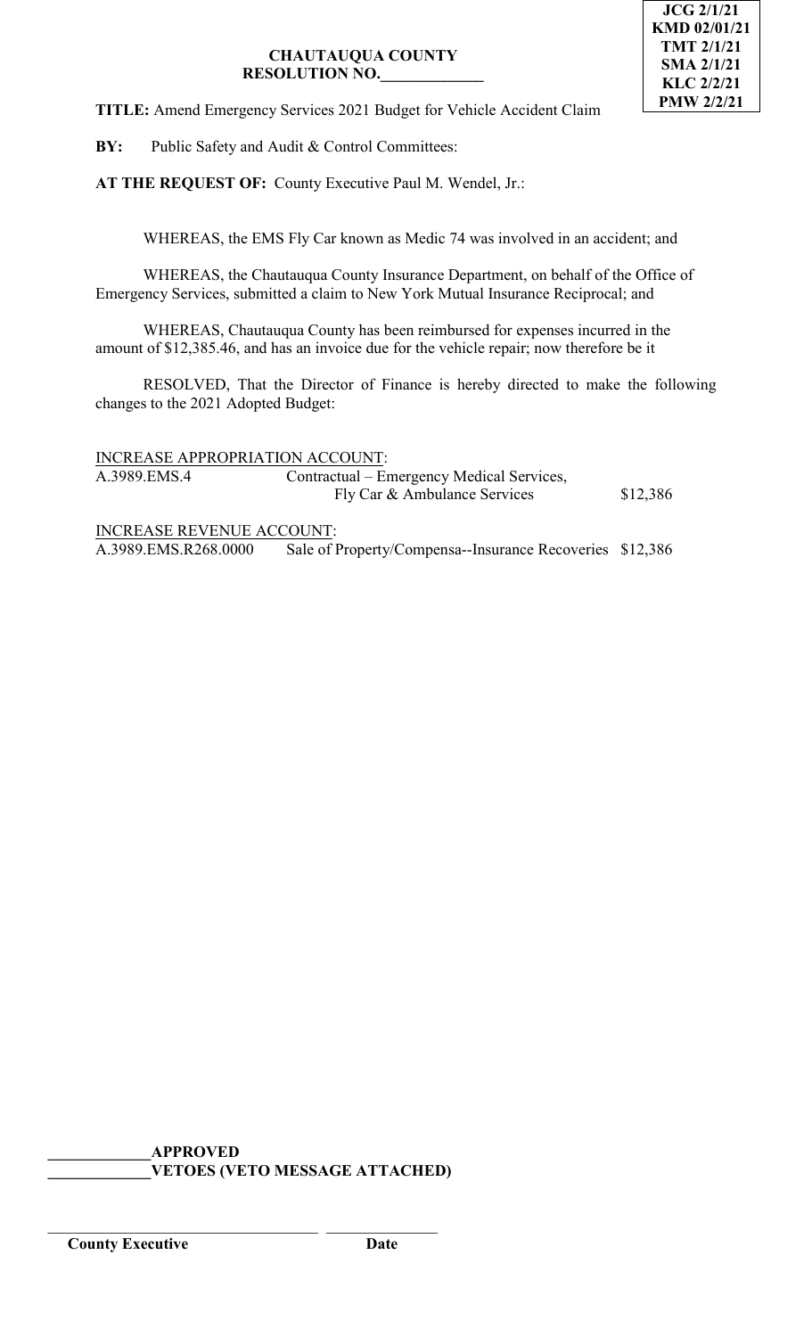JCG 2/1/21
KMD 02/01/21
TMT 2/1/21
SMA 2/1/21
KLC 2/2/21
PMW 2/2/21

**CHAUTAUQUA COUNTY**
**RESOLUTION NO.\_\_\_\_\_\_\_\_\_\_\_\_\_**

**TITLE:** Amend Emergency Services 2021 Budget for Vehicle Accident Claim

**BY:** Public Safety and Audit & Control Committees:

**AT THE REQUEST OF:** County Executive Paul M. Wendel, Jr.:

WHEREAS, the EMS Fly Car known as Medic 74 was involved in an accident; and

WHEREAS, the Chautauqua County Insurance Department, on behalf of the Office of Emergency Services, submitted a claim to New York Mutual Insurance Reciprocal; and

WHEREAS, Chautauqua County has been reimbursed for expenses incurred in the amount of $12,385.46, and has an invoice due for the vehicle repair; now therefore be it

RESOLVED, That the Director of Finance is hereby directed to make the following changes to the 2021 Adopted Budget:

INCREASE APPROPRIATION ACCOUNT:

| | | |
|---|---|---|
| A.3989.EMS.4 | Contractual – Emergency Medical Services, Fly Car & Ambulance Services | $12,386 |

INCREASE REVENUE ACCOUNT:

| | | |
|---|---|---|
| A.3989.EMS.R268.0000 | Sale of Property/Compensa--Insurance Recoveries | $12,386 |

\_\_\_\_\_\_\_\_\_\_\_\_\_**APPROVED**
\_\_\_\_\_\_\_\_\_\_\_\_\_**VETOES (VETO MESSAGE ATTACHED)**

\_\_\_\_\_\_\_\_\_\_\_\_\_\_\_\_\_\_\_\_\_\_\_\_\_\_\_\_\_\_\_\_\_\_\_ \_\_\_\_\_\_\_\_\_\_\_\_\_\_
**County Executive** **Date**